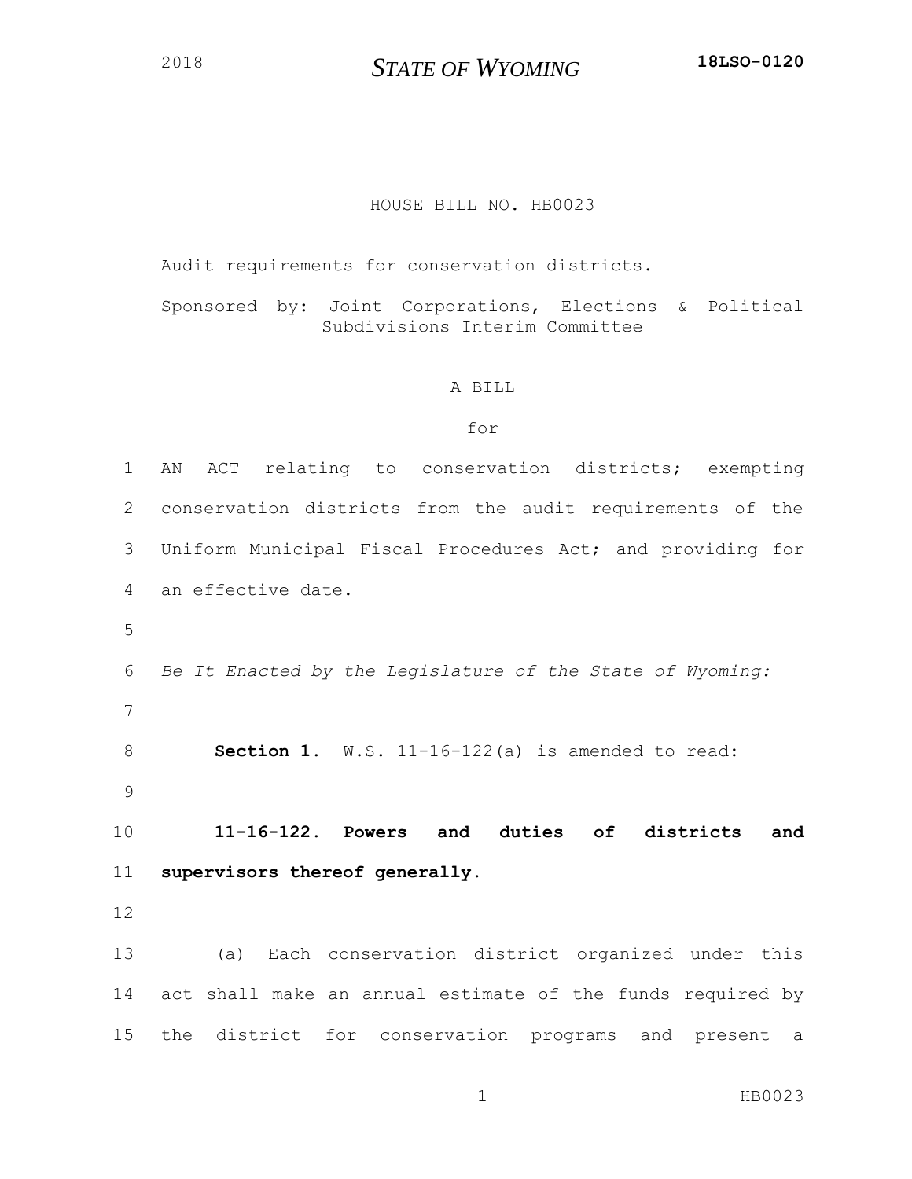2018 **STATE OF WYOMING** **18LSO-0120**

HOUSE BILL NO. HB0023

Audit requirements for conservation districts.

Sponsored by: Joint Corporations, Elections & Political Subdivisions Interim Committee

A BILL

for

1 AN ACT relating to conservation districts; exempting
2 conservation districts from the audit requirements of the
3 Uniform Municipal Fiscal Procedures Act; and providing for
4 an effective date.
5
6 *Be It Enacted by the Legislature of the State of Wyoming:*
7
8 **Section 1.** W.S. 11-16-122(a) is amended to read:
9
10 **11-16-122. Powers and duties of districts and**
11 **supervisors thereof generally.**
12
13 (a) Each conservation district organized under this
14 act shall make an annual estimate of the funds required by
15 the district for conservation programs and present a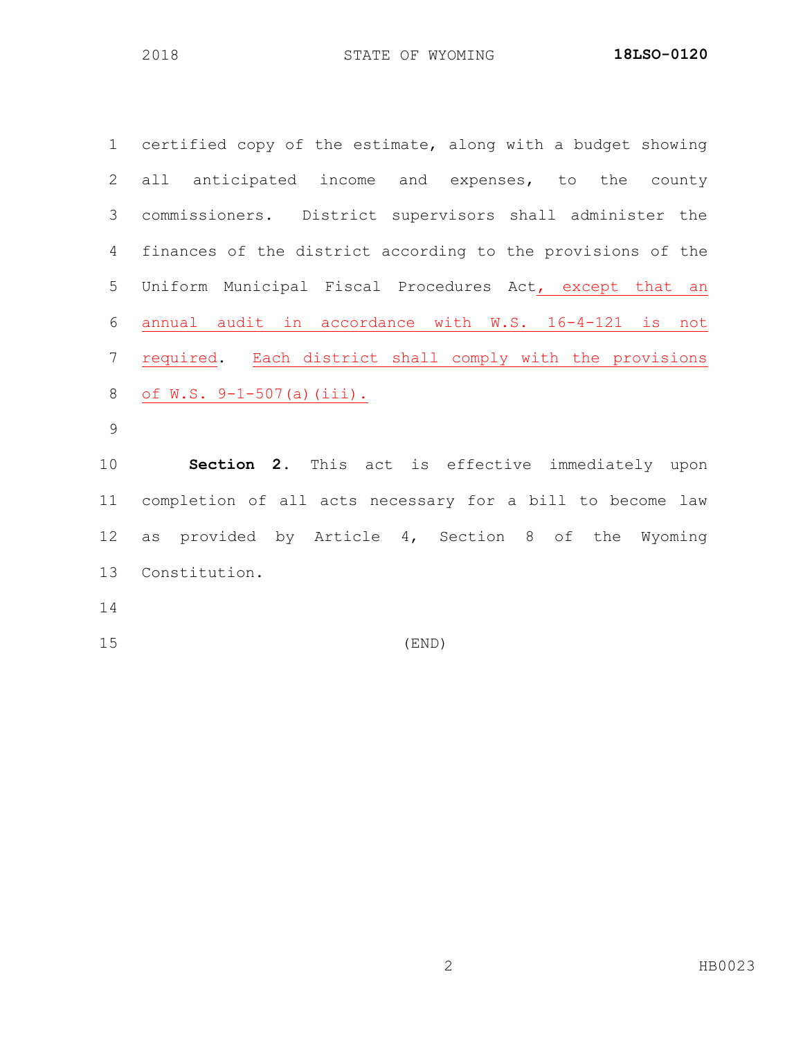certified copy of the estimate, along with a budget showing all anticipated income and expenses, to the county commissioners. District supervisors shall administer the finances of the district according to the provisions of the Uniform Municipal Fiscal Procedures Act, except that an annual audit in accordance with W.S. 16-4-121 is not required. Each district shall comply with the provisions of W.S. 9-1-507(a)(iii).

**Section 2.** This act is effective immediately upon completion of all acts necessary for a bill to become law as provided by Article 4, Section 8 of the Wyoming Constitution.

(END)